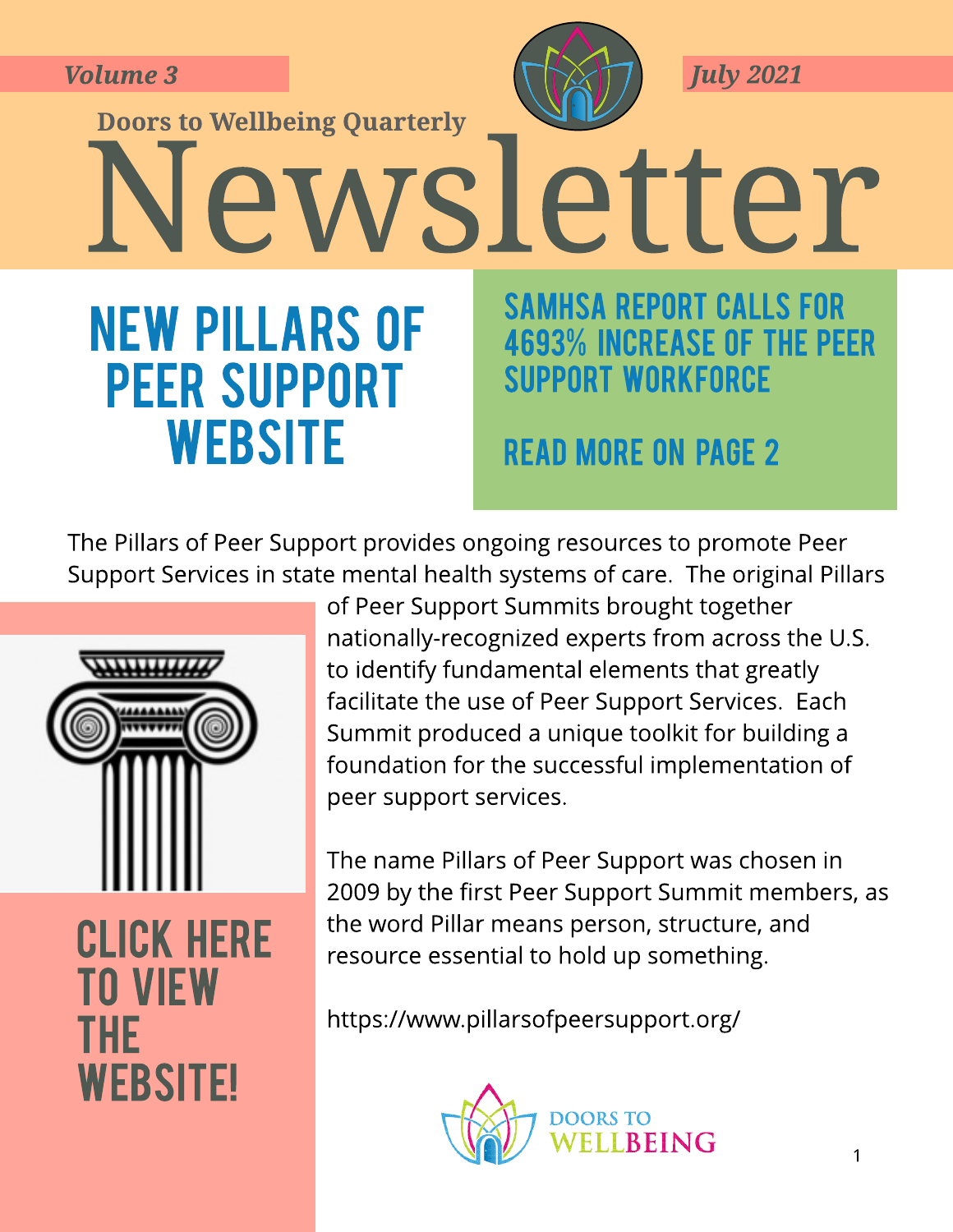Volume 3

July 2021

Doors to Wellbeing Quarterly

# Newsletter

## NEW PILLARS OF PEER SUPPORT WEBSITE

## SAMHSA REPORT CALLS FOR 4693% INCREASE OF THE PEER SUPPORT WORKFORCE

READ MORE ON PAGE 2

The Pillars of Peer Support provides ongoing resources to promote Peer Support Services in state mental health systems of care. The original Pillars of Peer Support Summits brought together nationally-recognized experts from across the U.S. to identify fundamental elements that greatly facilitate the use of Peer Support Services. Each Summit produced a unique toolkit for building a foundation for the successful implementation of peer support services.

The name Pillars of Peer Support was chosen in 2009 by the first Peer Support Summit members, as the word Pillar means person, structure, and resource essential to hold up something.

https://www.pillarsofpeersupport.org/

CLICK HERE TO VIEW THE WEBSITE!

DOORS TO WELLBEING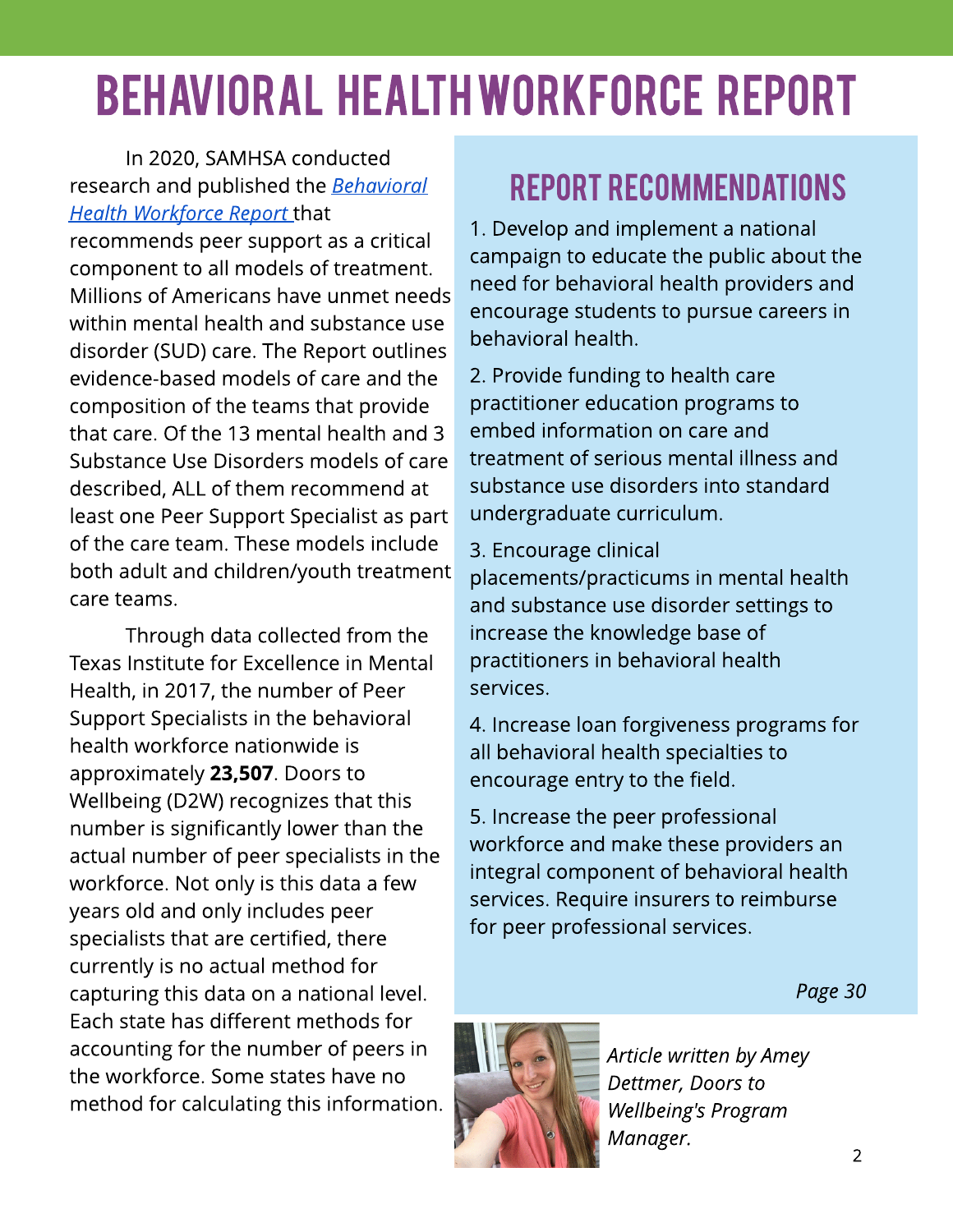# BEHAVIORAL HEALTH WORKFORCE REPORT

In 2020, SAMHSA conducted research and published the *Behavioral Health Workforce Report* that recommends peer support as a critical component to all models of treatment. Millions of Americans have unmet needs within mental health and substance use disorder (SUD) care. The Report outlines evidence-based models of care and the composition of the teams that provide that care. Of the 13 mental health and 3 Substance Use Disorders models of care described, ALL of them recommend at least one Peer Support Specialist as part of the care team. These models include both adult and children/youth treatment care teams.

Through data collected from the Texas Institute for Excellence in Mental Health, in 2017, the number of Peer Support Specialists in the behavioral health workforce nationwide is approximately **23,507**. Doors to Wellbeing (D2W) recognizes that this number is significantly lower than the actual number of peer specialists in the workforce. Not only is this data a few years old and only includes peer specialists that are certified, there currently is no actual method for capturing this data on a national level. Each state has different methods for accounting for the number of peers in the workforce. Some states have no method for calculating this information.

## REPORT RECOMMENDATIONS

1. Develop and implement a national campaign to educate the public about the need for behavioral health providers and encourage students to pursue careers in behavioral health.

2. Provide funding to health care practitioner education programs to embed information on care and treatment of serious mental illness and substance use disorders into standard undergraduate curriculum.

3. Encourage clinical placements/practicums in mental health and substance use disorder settings to increase the knowledge base of practitioners in behavioral health services.

4. Increase loan forgiveness programs for all behavioral health specialties to encourage entry to the field.

5. Increase the peer professional workforce and make these providers an integral component of behavioral health services. Require insurers to reimburse for peer professional services.

*Page 30*

*Article written by Amey Dettmer, Doors to Wellbeing's Program Manager.*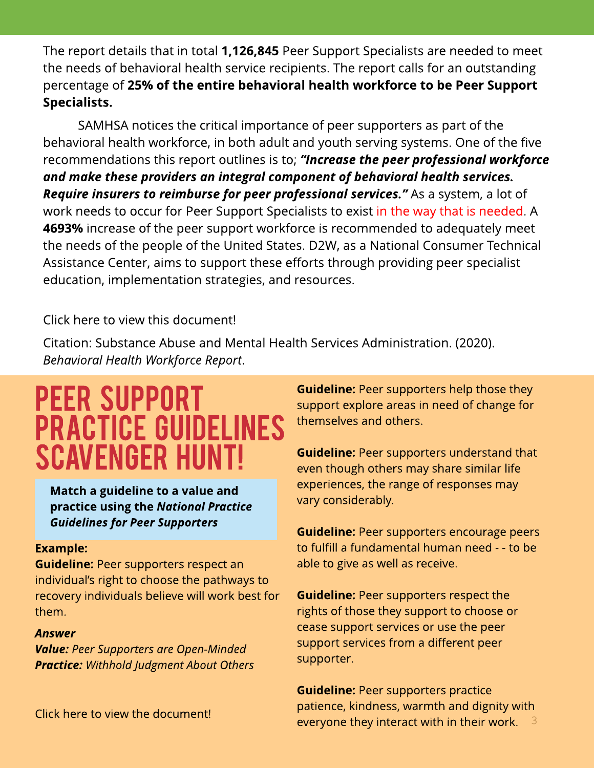The report details that in total **1,126,845** Peer Support Specialists are needed to meet the needs of behavioral health service recipients. The report calls for an outstanding percentage of **25% of the entire behavioral health workforce to be Peer Support Specialists.**

SAMHSA notices the critical importance of peer supporters as part of the behavioral health workforce, in both adult and youth serving systems. One of the five recommendations this report outlines is to; ***"Increase the peer professional workforce and make these providers an integral component of behavioral health services. Require insurers to reimburse for peer professional services."*** As a system, a lot of work needs to occur for Peer Support Specialists to exist in the way that is needed. A **4693%** increase of the peer support workforce is recommended to adequately meet the needs of the people of the United States. D2W, as a National Consumer Technical Assistance Center, aims to support these efforts through providing peer specialist education, implementation strategies, and resources.

Click here to view this document!

Citation: Substance Abuse and Mental Health Services Administration. (2020). *Behavioral Health Workforce Report*.

# PEER SUPPORT PRACTICE GUIDELINES SCAVENGER HUNT!

**Match a guideline to a value and practice using the *National Practice Guidelines for Peer Supporters***

**Example:**
**Guideline:** Peer supporters respect an individual's right to choose the pathways to recovery individuals believe will work best for them.

***Answer***
***Value:*** *Peer Supporters are Open-Minded*
***Practice:*** *Withhold Judgment About Others*

Click here to view the document!

**Guideline:** Peer supporters help those they support explore areas in need of change for themselves and others.

**Guideline:** Peer supporters understand that even though others may share similar life experiences, the range of responses may vary considerably.

**Guideline:** Peer supporters encourage peers to fulfill a fundamental human need - - to be able to give as well as receive.

**Guideline:** Peer supporters respect the rights of those they support to choose or cease support services or use the peer support services from a different peer supporter.

**Guideline:** Peer supporters practice patience, kindness, warmth and dignity with everyone they interact with in their work.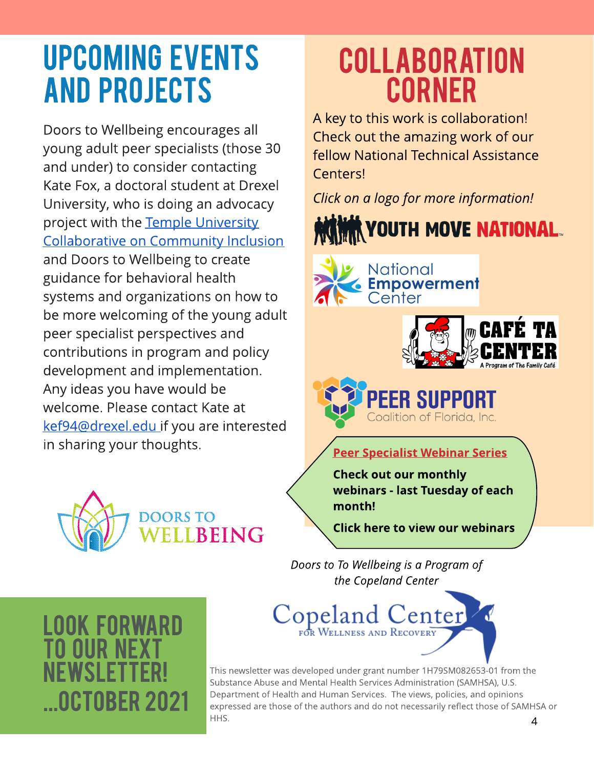# UPCOMING EVENTS AND PROJECTS

Doors to Wellbeing encourages all young adult peer specialists (those 30 and under) to consider contacting Kate Fox, a doctoral student at Drexel University, who is doing an advocacy project with the Temple University Collaborative on Community Inclusion and Doors to Wellbeing to create guidance for behavioral health systems and organizations on how to be more welcoming of the young adult peer specialist perspectives and contributions in program and policy development and implementation. Any ideas you have would be welcome. Please contact Kate at kef94@drexel.edu if you are interested in sharing your thoughts.

DOORS TO WELLBEING

# COLLABORATION CORNER

A key to this work is collaboration! Check out the amazing work of our fellow National Technical Assistance Centers!

*Click on a logo for more information!*

YOUTH MOVE NATIONAL

National Empowerment Center

CAFÉ TA CENTER
A Program of The Family Café

PEER SUPPORT
Coalition of Florida, Inc.

**Peer Specialist Webinar Series**

**Check out our monthly webinars - last Tuesday of each month!**

**Click here to view our webinars**

*Doors to To Wellbeing is a Program of the Copeland Center*

Copeland Center
FOR WELLNESS AND RECOVERY

# LOOK FORWARD TO OUR NEXT NEWSLETTER! ...OCTOBER 2021

This newsletter was developed under grant number 1H79SM082653-01 from the Substance Abuse and Mental Health Services Administration (SAMHSA), U.S. Department of Health and Human Services. The views, policies, and opinions expressed are those of the authors and do not necessarily reflect those of SAMHSA or HHS.